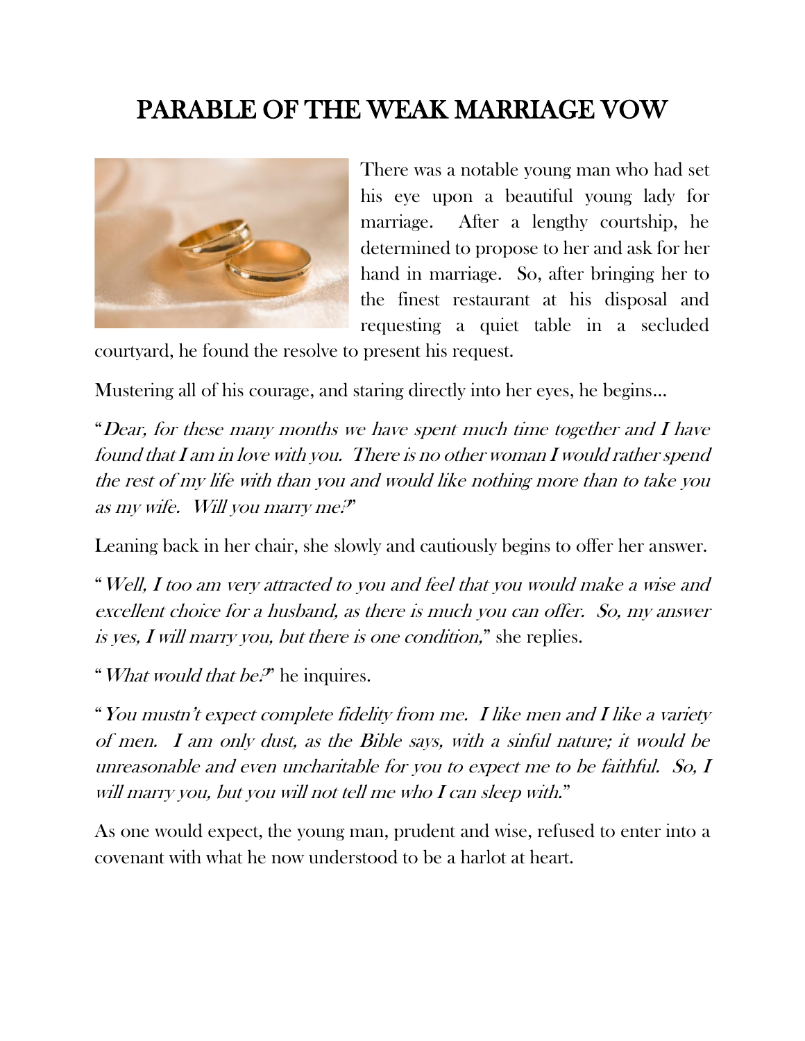# PARABLE OF THE WEAK MARRIAGE VOW

There was a notable young man who had set his eye upon a beautiful young lady for marriage. After a lengthy courtship, he determined to propose to her and ask for her hand in marriage. So, after bringing her to the finest restaurant at his disposal and requesting a quiet table in a secluded courtyard, he found the resolve to present his request.

Mustering all of his courage, and staring directly into her eyes, he begins…

"*Dear, for these many months we have spent much time together and I have found that I am in love with you. There is no other woman I would rather spend the rest of my life with than you and would like nothing more than to take you as my wife. Will you marry me?*"

Leaning back in her chair, she slowly and cautiously begins to offer her answer.

"*Well, I too am very attracted to you and feel that you would make a wise and excellent choice for a husband, as there is much you can offer. So, my answer is yes, I will marry you, but there is one condition,*" she replies.

"*What would that be?*" he inquires.

"*You mustn't expect complete fidelity from me. I like men and I like a variety of men. I am only dust, as the Bible says, with a sinful nature; it would be unreasonable and even uncharitable for you to expect me to be faithful. So, I will marry you, but you will not tell me who I can sleep with.*"

As one would expect, the young man, prudent and wise, refused to enter into a covenant with what he now understood to be a harlot at heart.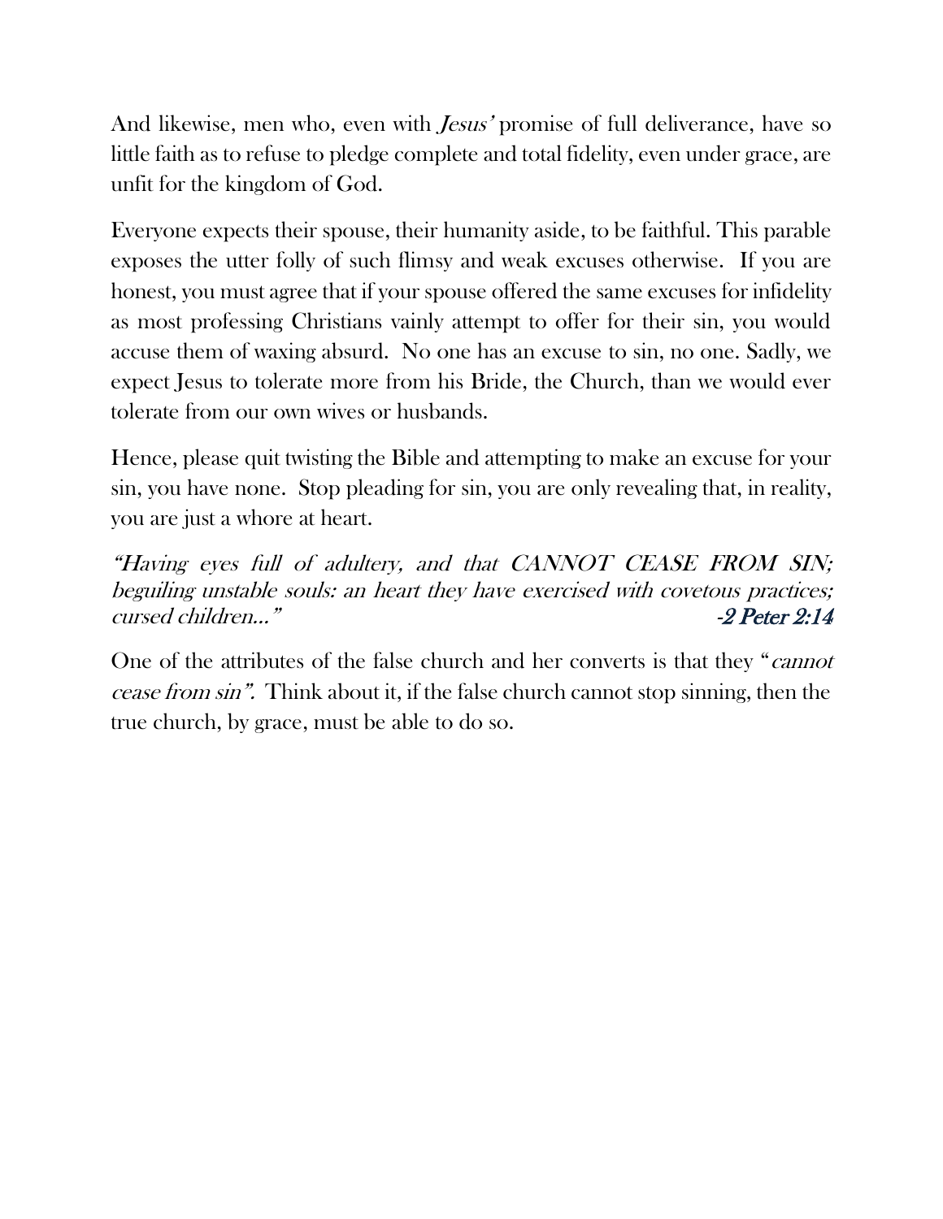And likewise, men who, even with *Jesus'* promise of full deliverance, have so little faith as to refuse to pledge complete and total fidelity, even under grace, are unfit for the kingdom of God.

Everyone expects their spouse, their humanity aside, to be faithful. This parable exposes the utter folly of such flimsy and weak excuses otherwise. If you are honest, you must agree that if your spouse offered the same excuses for infidelity as most professing Christians vainly attempt to offer for their sin, you would accuse them of waxing absurd. No one has an excuse to sin, no one. Sadly, we expect Jesus to tolerate more from his Bride, the Church, than we would ever tolerate from our own wives or husbands.

Hence, please quit twisting the Bible and attempting to make an excuse for your sin, you have none. Stop pleading for sin, you are only revealing that, in reality, you are just a whore at heart.

*"Having eyes full of adultery, and that CANNOT CEASE FROM SIN; beguiling unstable souls: an heart they have exercised with covetous practices; cursed children…"* *-2 Peter 2:14*

One of the attributes of the false church and her converts is that they "*cannot cease from sin".* Think about it, if the false church cannot stop sinning, then the true church, by grace, must be able to do so.